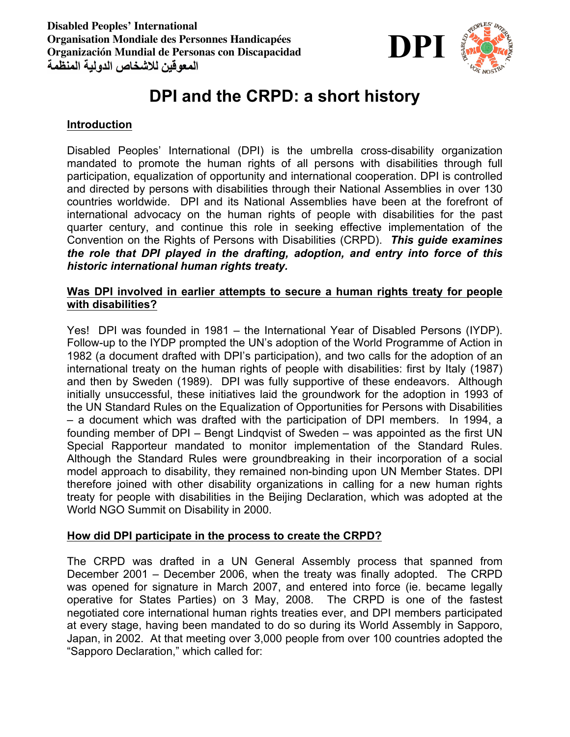**Disabled Peoples' International**
**Organisation Mondiale des Personnes Handicapées**
**Organización Mundial de Personas con Discapacidad**
**المعوقين للاشخاص الدولية المنظمة**

**DPI**

# DPI and the CRPD: a short history

## Introduction

Disabled Peoples' International (DPI) is the umbrella cross-disability organization mandated to promote the human rights of all persons with disabilities through full participation, equalization of opportunity and international cooperation. DPI is controlled and directed by persons with disabilities through their National Assemblies in over 130 countries worldwide. DPI and its National Assemblies have been at the forefront of international advocacy on the human rights of people with disabilities for the past quarter century, and continue this role in seeking effective implementation of the Convention on the Rights of Persons with Disabilities (CRPD). ***This guide examines the role that DPI played in the drafting, adoption, and entry into force of this historic international human rights treaty.***

## Was DPI involved in earlier attempts to secure a human rights treaty for people with disabilities?

Yes! DPI was founded in 1981 – the International Year of Disabled Persons (IYDP). Follow-up to the IYDP prompted the UN's adoption of the World Programme of Action in 1982 (a document drafted with DPI's participation), and two calls for the adoption of an international treaty on the human rights of people with disabilities: first by Italy (1987) and then by Sweden (1989). DPI was fully supportive of these endeavors. Although initially unsuccessful, these initiatives laid the groundwork for the adoption in 1993 of the UN Standard Rules on the Equalization of Opportunities for Persons with Disabilities – a document which was drafted with the participation of DPI members. In 1994, a founding member of DPI – Bengt Lindqvist of Sweden – was appointed as the first UN Special Rapporteur mandated to monitor implementation of the Standard Rules. Although the Standard Rules were groundbreaking in their incorporation of a social model approach to disability, they remained non-binding upon UN Member States. DPI therefore joined with other disability organizations in calling for a new human rights treaty for people with disabilities in the Beijing Declaration, which was adopted at the World NGO Summit on Disability in 2000.

## How did DPI participate in the process to create the CRPD?

The CRPD was drafted in a UN General Assembly process that spanned from December 2001 – December 2006, when the treaty was finally adopted. The CRPD was opened for signature in March 2007, and entered into force (ie. became legally operative for States Parties) on 3 May, 2008. The CRPD is one of the fastest negotiated core international human rights treaties ever, and DPI members participated at every stage, having been mandated to do so during its World Assembly in Sapporo, Japan, in 2002. At that meeting over 3,000 people from over 100 countries adopted the "Sapporo Declaration," which called for: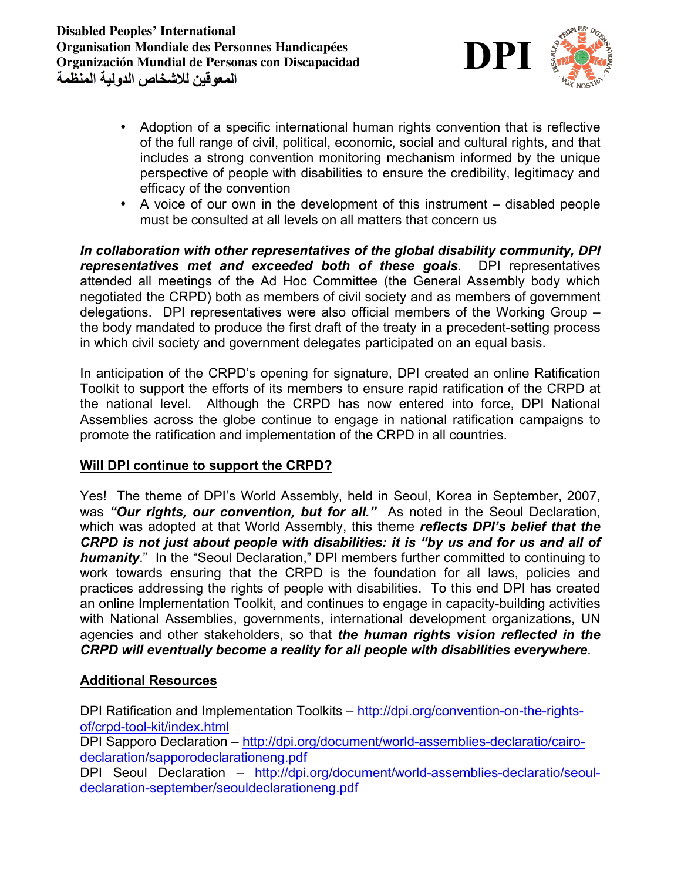- Adoption of a specific international human rights convention that is reflective of the full range of civil, political, economic, social and cultural rights, and that includes a strong convention monitoring mechanism informed by the unique perspective of people with disabilities to ensure the credibility, legitimacy and efficacy of the convention
- A voice of our own in the development of this instrument – disabled people must be consulted at all levels on all matters that concern us

***In collaboration with other representatives of the global disability community, DPI representatives met and exceeded both of these goals***. DPI representatives attended all meetings of the Ad Hoc Committee (the General Assembly body which negotiated the CRPD) both as members of civil society and as members of government delegations. DPI representatives were also official members of the Working Group – the body mandated to produce the first draft of the treaty in a precedent-setting process in which civil society and government delegates participated on an equal basis.

In anticipation of the CRPD's opening for signature, DPI created an online Ratification Toolkit to support the efforts of its members to ensure rapid ratification of the CRPD at the national level. Although the CRPD has now entered into force, DPI National Assemblies across the globe continue to engage in national ratification campaigns to promote the ratification and implementation of the CRPD in all countries.

## Will DPI continue to support the CRPD?

Yes! The theme of DPI's World Assembly, held in Seoul, Korea in September, 2007, was ***"Our rights, our convention, but for all."*** As noted in the Seoul Declaration, which was adopted at that World Assembly, this theme ***reflects DPI's belief that the CRPD is not just about people with disabilities: it is "by us and for us and all of humanity***." In the "Seoul Declaration," DPI members further committed to continuing to work towards ensuring that the CRPD is the foundation for all laws, policies and practices addressing the rights of people with disabilities. To this end DPI has created an online Implementation Toolkit, and continues to engage in capacity-building activities with National Assemblies, governments, international development organizations, UN agencies and other stakeholders, so that ***the human rights vision reflected in the CRPD will eventually become a reality for all people with disabilities everywhere***.

## Additional Resources

DPI Ratification and Implementation Toolkits – http://dpi.org/convention-on-the-rights-of/crpd-tool-kit/index.html
DPI Sapporo Declaration – http://dpi.org/document/world-assemblies-declaratio/cairo-declaration/sapporodeclarationeng.pdf
DPI Seoul Declaration – http://dpi.org/document/world-assemblies-declaratio/seoul-declaration-september/seouldeclarationeng.pdf